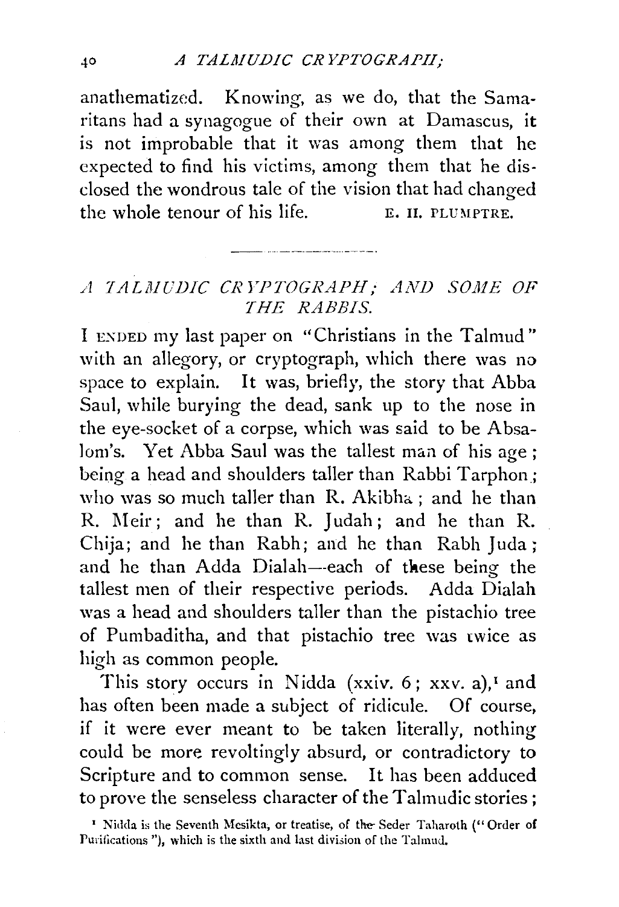anathematized. Knowing, as we do, that the Samaritans had a synagogue of their own at Damascus, it is not improbable that it was among them that he expected to find his victims, among them that he disclosed the wondrous tale of the vision that had changed the whole tenour of his life. E. H. PLUMPTRE.

---

## *A TALMUDIC CRYPTOGRAPH; AND SOME OF THE RABBIS.*

I ENDED my last paper on "Christians in the Talmud" with an allegory, or cryptograph, which there was no space to explain. It was, briefly, the story that Abba Saul, while burying the dead, sank up to the nose in the eye-socket of a corpse, which was said to be Absalom's. Yet Abba Saul was the tallest man of his age; being a head and shoulders taller than Rabbi Tarphon; who was so much taller than R. Akibha; and he than R. Meir; and he than R. Judah; and he than R. Chija; and he than Rabh; and he than Rabh Juda; and he than Adda Dialah—each of these being the tallest men of their respective periods. Adda Dialah was a head and shoulders taller than the pistachio tree of Pumbaditha, and that pistachio tree was twice as high as common people.

This story occurs in Nidda (xxiv. 6; xxv. a),[1] and has often been made a subject of ridicule. Of course, if it were ever meant to be taken literally, nothing could be more revoltingly absurd, or contradictory to Scripture and to common sense. It has been adduced to prove the senseless character of the Talmudic stories;

[1] Nidda is the Seventh Mesikta, or treatise, of the Seder Taharoth ("Order of Purifications"), which is the sixth and last division of the Talmud.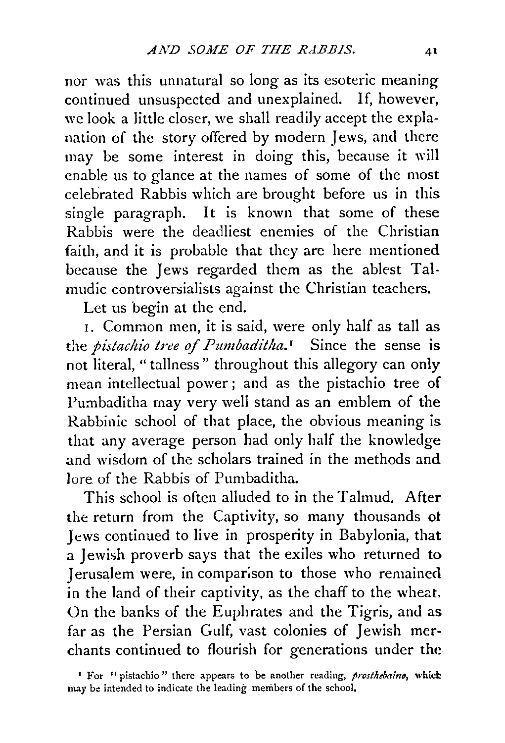nor was this unnatural so long as its esoteric meaning continued unsuspected and unexplained. If, however, we look a little closer, we shall readily accept the explanation of the story offered by modern Jews, and there may be some interest in doing this, because it will enable us to glance at the names of some of the most celebrated Rabbis which are brought before us in this single paragraph. It is known that some of these Rabbis were the deadliest enemies of the Christian faith, and it is probable that they are here mentioned because the Jews regarded them as the ablest Talmudic controversialists against the Christian teachers.

Let us begin at the end.

1. Common men, it is said, were only half as tall as the *pistachio tree of Pumbaditha.*[1] Since the sense is not literal, "tallness" throughout this allegory can only mean intellectual power; and as the pistachio tree of Pumbaditha may very well stand as an emblem of the Rabbinic school of that place, the obvious meaning is that any average person had only half the knowledge and wisdom of the scholars trained in the methods and lore of the Rabbis of Pumbaditha.

This school is often alluded to in the Talmud. After the return from the Captivity, so many thousands of Jews continued to live in prosperity in Babylonia, that a Jewish proverb says that the exiles who returned to Jerusalem were, in comparison to those who remained in the land of their captivity, as the chaff to the wheat. On the banks of the Euphrates and the Tigris, and as far as the Persian Gulf, vast colonies of Jewish merchants continued to flourish for generations under the

[1] For "pistachio" there appears to be another reading, *prosthebaino*, which may be intended to indicate the leading members of the school.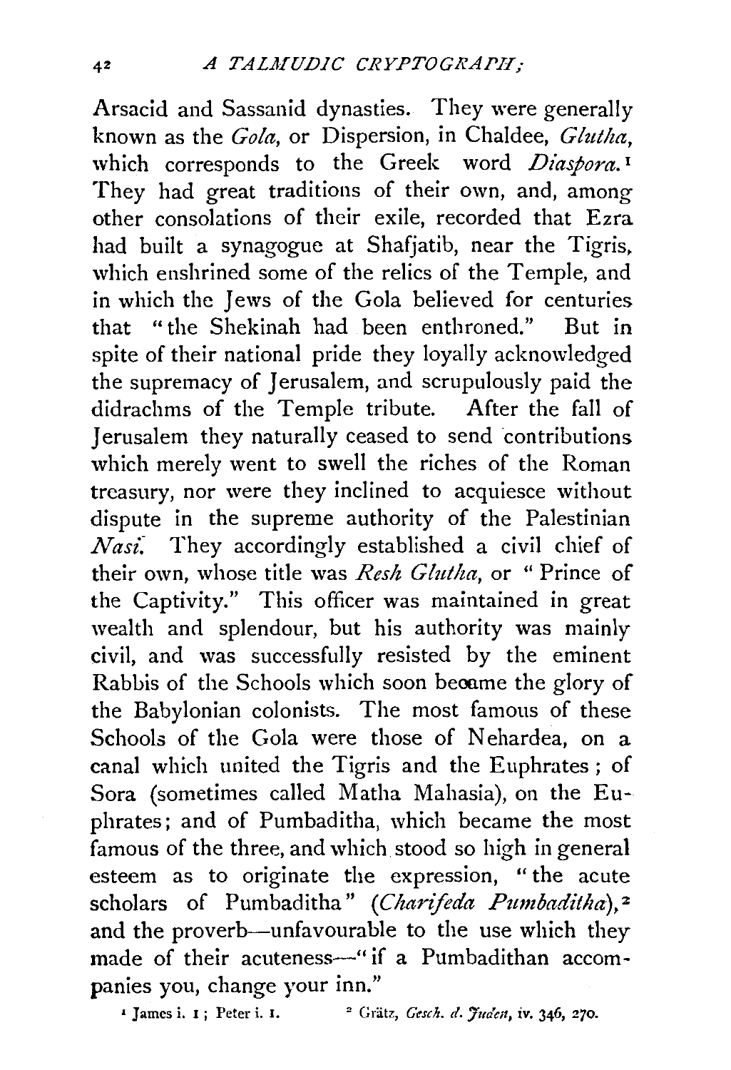Arsacid and Sassanid dynasties. They were generally known as the *Gola*, or Dispersion, in Chaldee, *Glutha*, which corresponds to the Greek word *Diaspora*.[1] They had great traditions of their own, and, among other consolations of their exile, recorded that Ezra had built a synagogue at Shafjatib, near the Tigris, which enshrined some of the relics of the Temple, and in which the Jews of the Gola believed for centuries that "the Shekinah had been enthroned." But in spite of their national pride they loyally acknowledged the supremacy of Jerusalem, and scrupulously paid the didrachms of the Temple tribute. After the fall of Jerusalem they naturally ceased to send contributions which merely went to swell the riches of the Roman treasury, nor were they inclined to acquiesce without dispute in the supreme authority of the Palestinian *Nasi*. They accordingly established a civil chief of their own, whose title was *Resh Glutha*, or "Prince of the Captivity." This officer was maintained in great wealth and splendour, but his authority was mainly civil, and was successfully resisted by the eminent Rabbis of the Schools which soon became the glory of the Babylonian colonists. The most famous of these Schools of the Gola were those of Nehardea, on a canal which united the Tigris and the Euphrates; of Sora (sometimes called Matha Mahasia), on the Euphrates; and of Pumbaditha, which became the most famous of the three, and which stood so high in general esteem as to originate the expression, "the acute scholars of Pumbaditha" (*Charifeda Pumbaditha*),[2] and the proverb—unfavourable to the use which they made of their acuteness—"if a Pumbadithan accompanies you, change your inn."

[1] James i. 1; Peter i. 1.

[2] Grätz, *Gesch. d. Juden*, iv. 346, 270.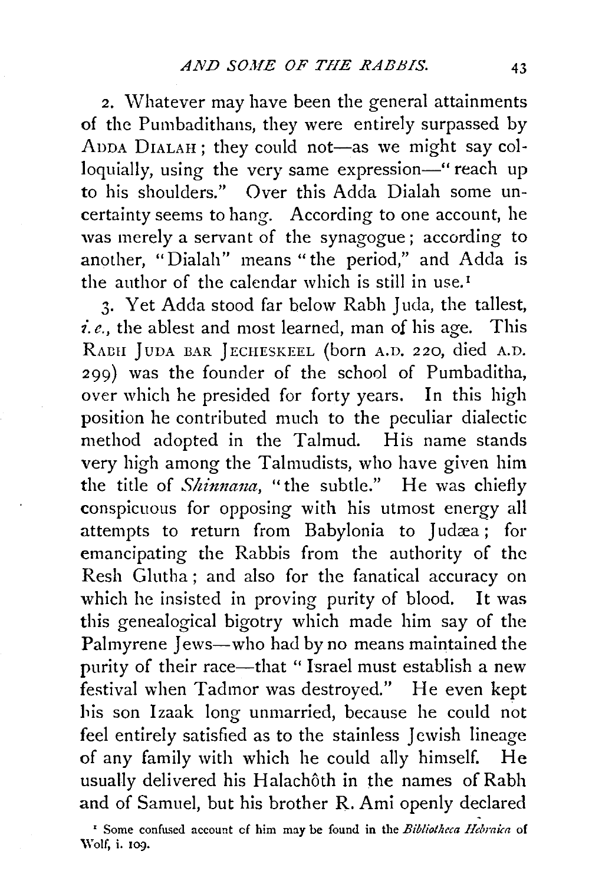2. Whatever may have been the general attainments of the Pumbadithans, they were entirely surpassed by ADDA DIALAH; they could not—as we might say colloquially, using the very same expression—"reach up to his shoulders." Over this Adda Dialah some uncertainty seems to hang. According to one account, he was merely a servant of the synagogue; according to another, "Dialah" means "the period," and Adda is the author of the calendar which is still in use.[1]

3. Yet Adda stood far below Rabh Juda, the tallest, *i.e.*, the ablest and most learned, man of his age. This RABH JUDA BAR JECHESKEEL (born A.D. 220, died A.D. 299) was the founder of the school of Pumbaditha, over which he presided for forty years. In this high position he contributed much to the peculiar dialectic method adopted in the Talmud. His name stands very high among the Talmudists, who have given him the title of *Shinnana*, "the subtle." He was chiefly conspicuous for opposing with his utmost energy all attempts to return from Babylonia to Judæa; for emancipating the Rabbis from the authority of the Resh Glutha; and also for the fanatical accuracy on which he insisted in proving purity of blood. It was this genealogical bigotry which made him say of the Palmyrene Jews—who had by no means maintained the purity of their race—that "Israel must establish a new festival when Tadmor was destroyed." He even kept his son Izaak long unmarried, because he could not feel entirely satisfied as to the stainless Jewish lineage of any family with which he could ally himself. He usually delivered his Halachôth in the names of Rabh and of Samuel, but his brother R. Ami openly declared

[1] Some confused account of him may be found in the *Bibliotheca Hebraica* of Wolf, i. 109.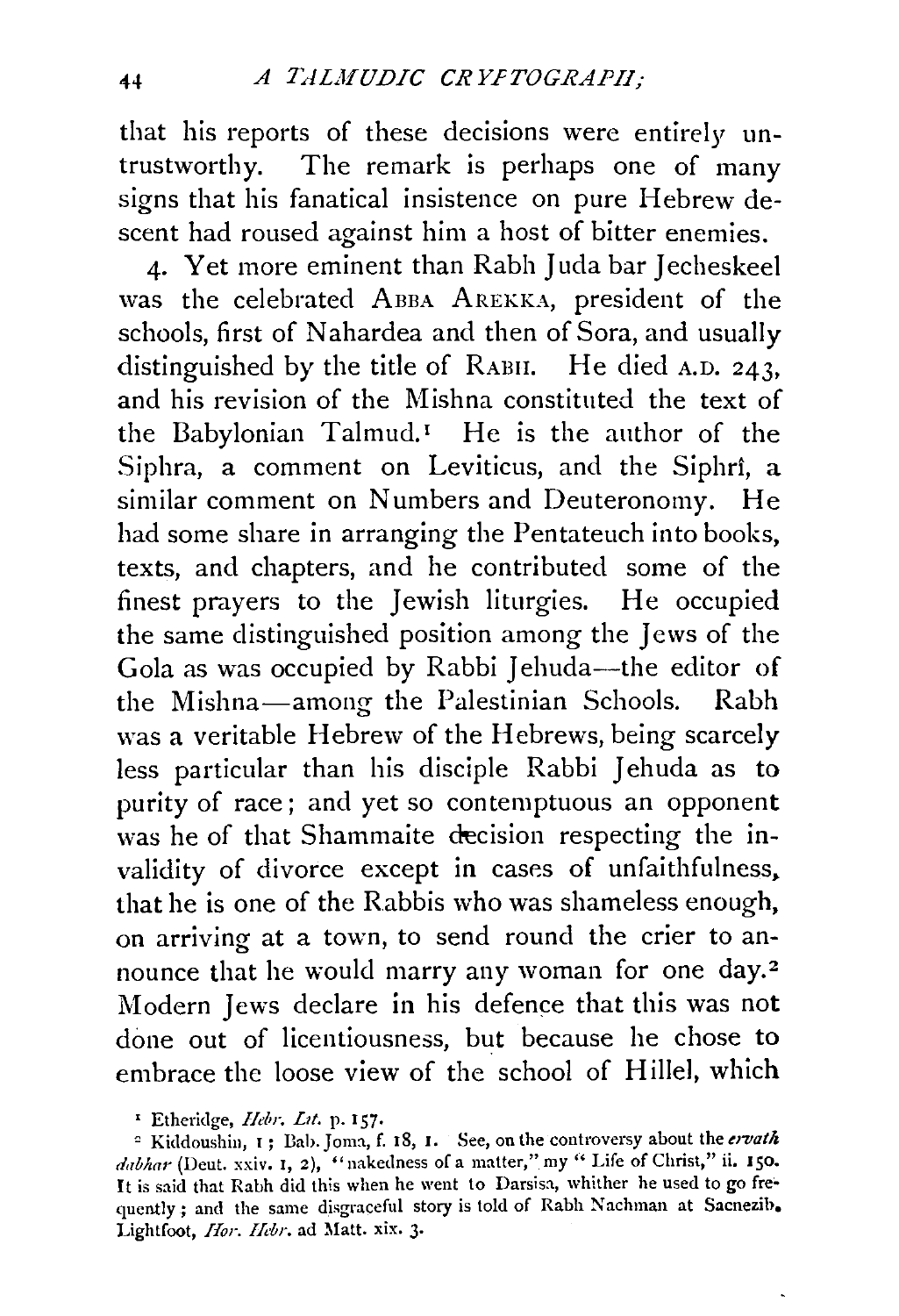that his reports of these decisions were entirely untrustworthy. The remark is perhaps one of many signs that his fanatical insistence on pure Hebrew descent had roused against him a host of bitter enemies.

4. Yet more eminent than Rabh Juda bar Jecheskeel was the celebrated ABBA AREKKA, president of the schools, first of Nahardea and then of Sora, and usually distinguished by the title of RABH. He died A.D. 243, and his revision of the Mishna constituted the text of the Babylonian Talmud.[1] He is the author of the Siphra, a comment on Leviticus, and the Siphrî, a similar comment on Numbers and Deuteronomy. He had some share in arranging the Pentateuch into books, texts, and chapters, and he contributed some of the finest prayers to the Jewish liturgies. He occupied the same distinguished position among the Jews of the Gola as was occupied by Rabbi Jehuda—the editor of the Mishna—among the Palestinian Schools. Rabh was a veritable Hebrew of the Hebrews, being scarcely less particular than his disciple Rabbi Jehuda as to purity of race; and yet so contemptuous an opponent was he of that Shammaite decision respecting the invalidity of divorce except in cases of unfaithfulness, that he is one of the Rabbis who was shameless enough, on arriving at a town, to send round the crier to announce that he would marry any woman for one day.[2] Modern Jews declare in his defence that this was not done out of licentiousness, but because he chose to embrace the loose view of the school of Hillel, which

---

[1] Etheridge, *Hebr. Lit.* p. 157.

[2] Kiddoushin, 1; Bab. Joma, f. 18, 1. See, on the controversy about the *ervath dabhar* (Deut. xxiv. 1, 2), "nakedness of a matter," my "Life of Christ," ii. 150. It is said that Rabh did this when he went to Darsisa, whither he used to go frequently; and the same disgraceful story is told of Rabh Nachman at Sacnezib. Lightfoot, *Hor. Hebr.* ad Matt. xix. 3.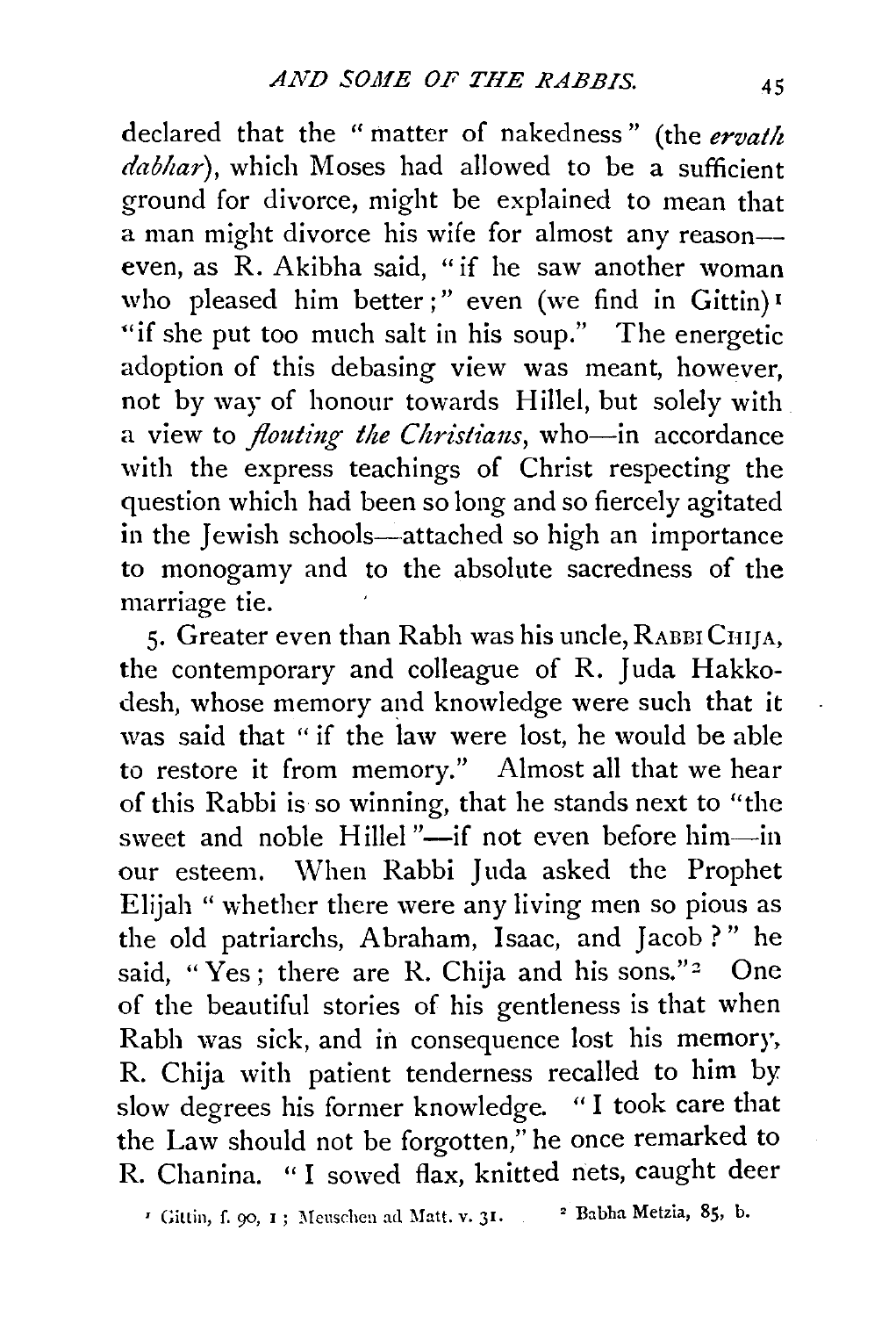declared that the "matter of nakedness" (the *ervath dabhar*), which Moses had allowed to be a sufficient ground for divorce, might be explained to mean that a man might divorce his wife for almost any reason—even, as R. Akibha said, "if he saw another woman who pleased him better;" even (we find in Gittin)[1] "if she put too much salt in his soup." The energetic adoption of this debasing view was meant, however, not by way of honour towards Hillel, but solely with a view to *flouting the Christians*, who—in accordance with the express teachings of Christ respecting the question which had been so long and so fiercely agitated in the Jewish schools—attached so high an importance to monogamy and to the absolute sacredness of the marriage tie.

5. Greater even than Rabh was his uncle, RABBI CHIJA, the contemporary and colleague of R. Juda Hakkodesh, whose memory and knowledge were such that it was said that "if the law were lost, he would be able to restore it from memory." Almost all that we hear of this Rabbi is so winning, that he stands next to "the sweet and noble Hillel"—if not even before him—in our esteem. When Rabbi Juda asked the Prophet Elijah "whether there were any living men so pious as the old patriarchs, Abraham, Isaac, and Jacob?" he said, "Yes; there are R. Chija and his sons."[2] One of the beautiful stories of his gentleness is that when Rabh was sick, and in consequence lost his memory, R. Chija with patient tenderness recalled to him by slow degrees his former knowledge. "I took care that the Law should not be forgotten," he once remarked to R. Chanina. "I sowed flax, knitted nets, caught deer

[1] Gittin, f. 90, 1; Meuschen ad Matt. v. 31.

[2] Babha Metzia, 85, b.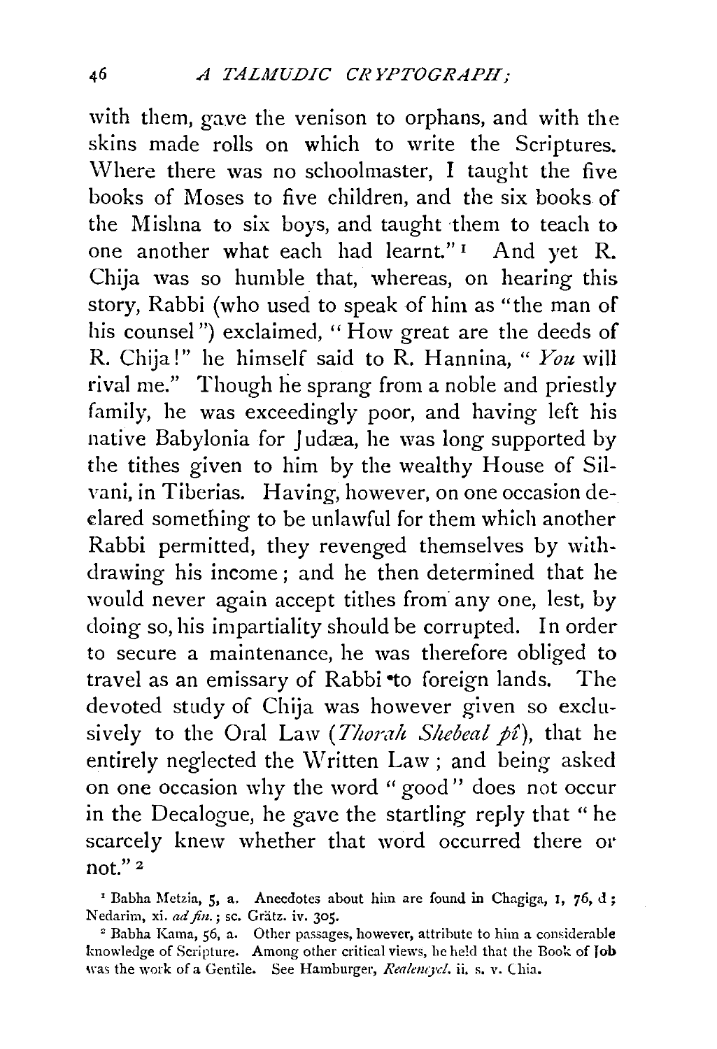with them, gave the venison to orphans, and with the skins made rolls on which to write the Scriptures. Where there was no schoolmaster, I taught the five books of Moses to five children, and the six books of the Mishna to six boys, and taught them to teach to one another what each had learnt." [1] And yet R. Chija was so humble that, whereas, on hearing this story, Rabbi (who used to speak of him as "the man of his counsel") exclaimed, "How great are the deeds of R. Chija!" he himself said to R. Hannina, "*You* will rival me." Though he sprang from a noble and priestly family, he was exceedingly poor, and having left his native Babylonia for Judæa, he was long supported by the tithes given to him by the wealthy House of Silvani, in Tiberias. Having, however, on one occasion declared something to be unlawful for them which another Rabbi permitted, they revenged themselves by withdrawing his income; and he then determined that he would never again accept tithes from any one, lest, by doing so, his impartiality should be corrupted. In order to secure a maintenance, he was therefore obliged to travel as an emissary of Rabbi to foreign lands. The devoted study of Chija was however given so exclusively to the Oral Law (*Thorah Shebeal pî*), that he entirely neglected the Written Law; and being asked on one occasion why the word "good" does not occur in the Decalogue, he gave the startling reply that "he scarcely knew whether that word occurred there or not." [2]

[1] Babha Metzia, 5, a. Anecdotes about him are found in Chagiga, 1, 76, d; Nedarim, xi. *ad fin.*; sc. Grätz. iv. 305.

[2] Babha Kama, 56, a. Other passages, however, attribute to him a considerable knowledge of Scripture. Among other critical views, he held that the Book of Job was the work of a Gentile. See Hamburger, *Realencycl.* ii. s. v. Chia.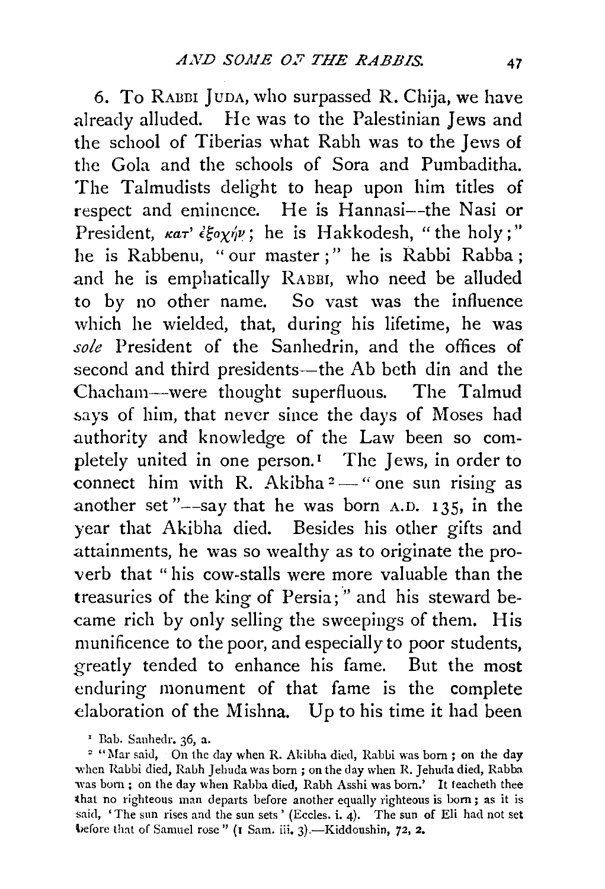6. To RABBI JUDA, who surpassed R. Chija, we have already alluded. He was to the Palestinian Jews and the school of Tiberias what Rabh was to the Jews of the Gola and the schools of Sora and Pumbaditha. The Talmudists delight to heap upon him titles of respect and eminence. He is Hannasi—the Nasi or President, κατ' ἐξοχήν; he is Hakkodesh, "the holy;" he is Rabbenu, "our master;" he is Rabbi Rabba; and he is emphatically RABBI, who need be alluded to by no other name. So vast was the influence which he wielded, that, during his lifetime, he was *sole* President of the Sanhedrin, and the offices of second and third presidents—the Ab beth din and the Chacham—were thought superfluous. The Talmud says of him, that never since the days of Moses had authority and knowledge of the Law been so completely united in one person.[1] The Jews, in order to connect him with R. Akibha[2]—"one sun rising as another set"—say that he was born A.D. 135, in the year that Akibha died. Besides his other gifts and attainments, he was so wealthy as to originate the proverb that "his cow-stalls were more valuable than the treasuries of the king of Persia;" and his steward became rich by only selling the sweepings of them. His munificence to the poor, and especially to poor students, greatly tended to enhance his fame. But the most enduring monument of that fame is the complete elaboration of the Mishna. Up to his time it had been

[1] Bab. Sanhedr. 36, a.

[2] "Mar said, 'On the day when R. Akibha died, Rabbi was born; on the day when Rabbi died, Rabh Jehuda was born; on the day when R. Jehuda died, Rabba was born; on the day when Rabba died, Rabh Asshi was born.' It teacheth thee that no righteous man departs before another equally righteous is born; as it is said, 'The sun rises and the sun sets' (Eccles. i. 4). The sun of Eli had not set before that of Samuel rose" (1 Sam. iii. 3).—Kiddoushin, 72, 2.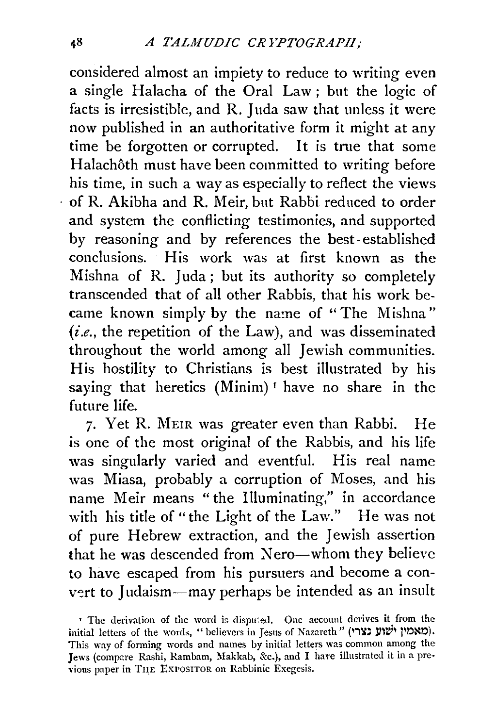considered almost an impiety to reduce to writing even a single Halacha of the Oral Law; but the logic of facts is irresistible, and R. Juda saw that unless it were now published in an authoritative form it might at any time be forgotten or corrupted. It is true that some Halachôth must have been committed to writing before his time, in such a way as especially to reflect the views of R. Akibha and R. Meir, but Rabbi reduced to order and system the conflicting testimonies, and supported by reasoning and by references the best-established conclusions. His work was at first known as the Mishna of R. Juda; but its authority so completely transcended that of all other Rabbis, that his work became known simply by the name of "The Mishna" (*i.e.*, the repetition of the Law), and was disseminated throughout the world among all Jewish communities. His hostility to Christians is best illustrated by his saying that heretics (Minim)[1] have no share in the future life.

7. Yet R. Meir was greater even than Rabbi. He is one of the most original of the Rabbis, and his life was singularly varied and eventful. His real name was Miasa, probably a corruption of Moses, and his name Meir means "the Illuminating," in accordance with his title of "the Light of the Law." He was not of pure Hebrew extraction, and the Jewish assertion that he was descended from Nero—whom they believe to have escaped from his pursuers and become a convert to Judaism—may perhaps be intended as an insult

[1] The derivation of the word is disputed. One account derives it from the initial letters of the words, "believers in Jesus of Nazareth" (מאמין ישוע נצרי). This way of forming words and names by initial letters was common among the Jews (compare Rashi, Rambam, Makkab, &c.), and I have illustrated it in a previous paper in The Expositor on Rabbinic Exegesis.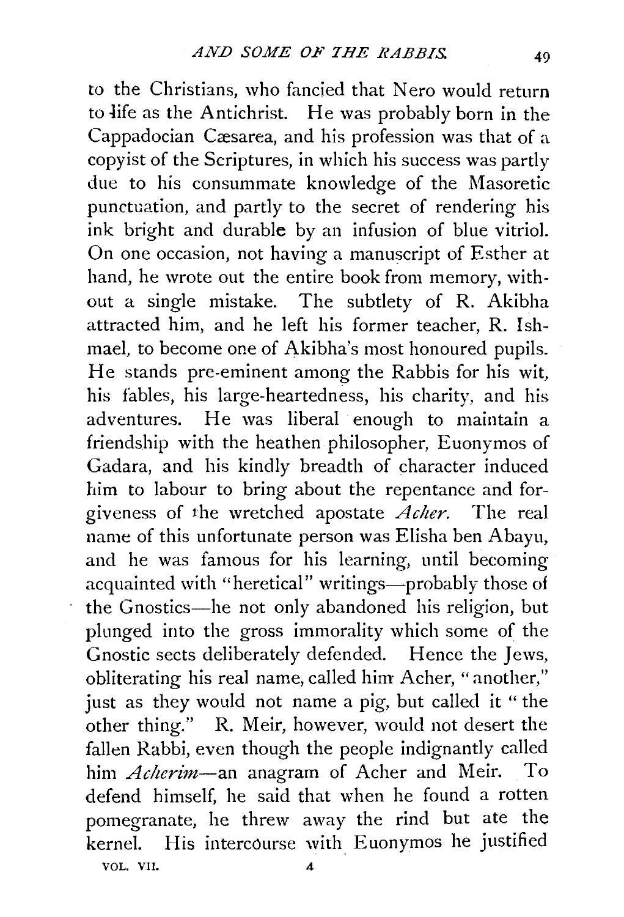to the Christians, who fancied that Nero would return to life as the Antichrist. He was probably born in the Cappadocian Cæsarea, and his profession was that of a copyist of the Scriptures, in which his success was partly due to his consummate knowledge of the Masoretic punctuation, and partly to the secret of rendering his ink bright and durable by an infusion of blue vitriol. On one occasion, not having a manuscript of Esther at hand, he wrote out the entire book from memory, without a single mistake. The subtlety of R. Akibha attracted him, and he left his former teacher, R. Ishmael, to become one of Akibha's most honoured pupils. He stands pre-eminent among the Rabbis for his wit, his fables, his large-heartedness, his charity, and his adventures. He was liberal enough to maintain a friendship with the heathen philosopher, Euonymos of Gadara, and his kindly breadth of character induced him to labour to bring about the repentance and forgiveness of the wretched apostate *Acher*. The real name of this unfortunate person was Elisha ben Abayu, and he was famous for his learning, until becoming acquainted with "heretical" writings—probably those of the Gnostics—he not only abandoned his religion, but plunged into the gross immorality which some of the Gnostic sects deliberately defended. Hence the Jews, obliterating his real name, called him Acher, "another," just as they would not name a pig, but called it "the other thing." R. Meir, however, would not desert the fallen Rabbi, even though the people indignantly called him *Acherim*—an anagram of Acher and Meir. To defend himself, he said that when he found a rotten pomegranate, he threw away the rind but ate the kernel. His intercourse with Euonymos he justified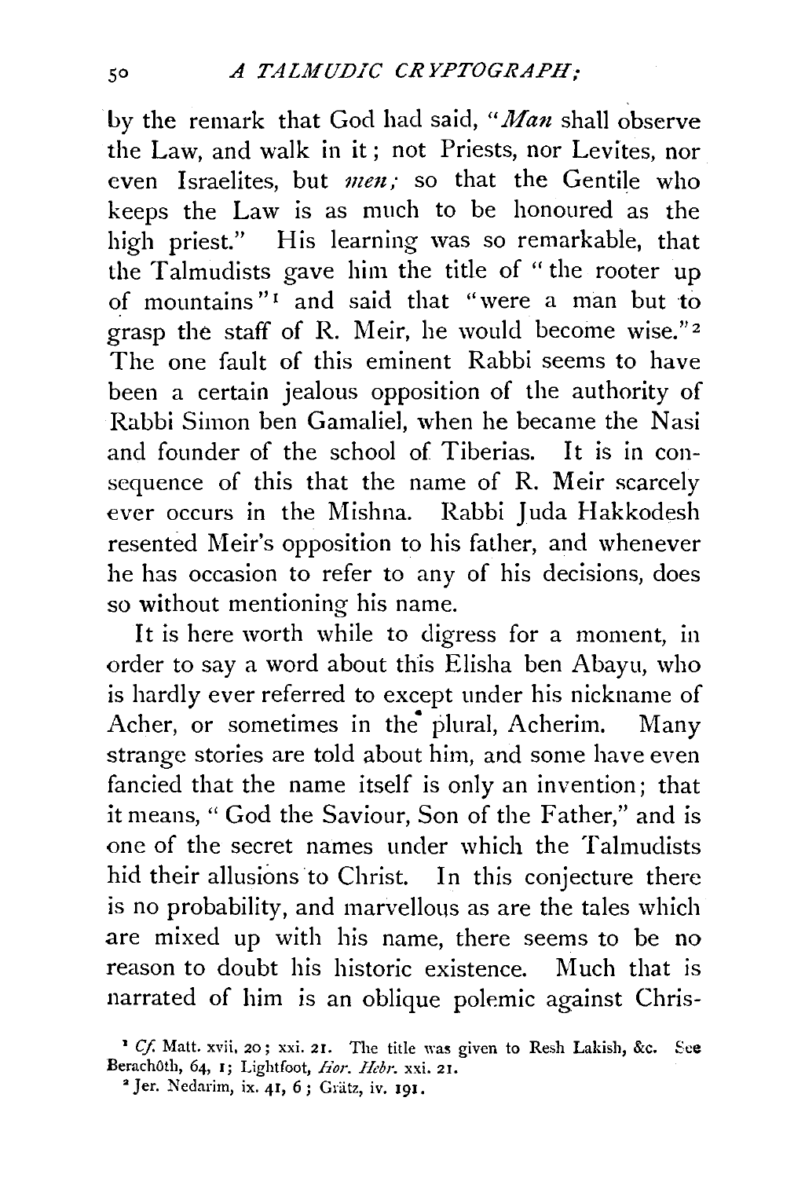by the remark that God had said, "*Man* shall observe the Law, and walk in it; not Priests, nor Levites, nor even Israelites, but *men;* so that the Gentile who keeps the Law is as much to be honoured as the high priest." His learning was so remarkable, that the Talmudists gave him the title of "the rooter up of mountains"[1] and said that "were a man but to grasp the staff of R. Meir, he would become wise."[2] The one fault of this eminent Rabbi seems to have been a certain jealous opposition of the authority of Rabbi Simon ben Gamaliel, when he became the Nasi and founder of the school of Tiberias. It is in consequence of this that the name of R. Meir scarcely ever occurs in the Mishna. Rabbi Juda Hakkodesh resented Meir's opposition to his father, and whenever he has occasion to refer to any of his decisions, does so without mentioning his name.

It is here worth while to digress for a moment, in order to say a word about this Elisha ben Abayu, who is hardly ever referred to except under his nickname of Acher, or sometimes in the plural, Acherim. Many strange stories are told about him, and some have even fancied that the name itself is only an invention; that it means, "God the Saviour, Son of the Father," and is one of the secret names under which the Talmudists hid their allusions to Christ. In this conjecture there is no probability, and marvellous as are the tales which are mixed up with his name, there seems to be no reason to doubt his historic existence. Much that is narrated of him is an oblique polemic against Chris-

[1] *Cf.* Matt. xvii. 20; xxi. 21. The title was given to Resh Lakish, &c. See Berachôth, 64, 1; Lightfoot, *Hor. Hebr.* xxi. 21.

[2] Jer. Nedarim, ix. 41, 6; Grätz, iv. 191.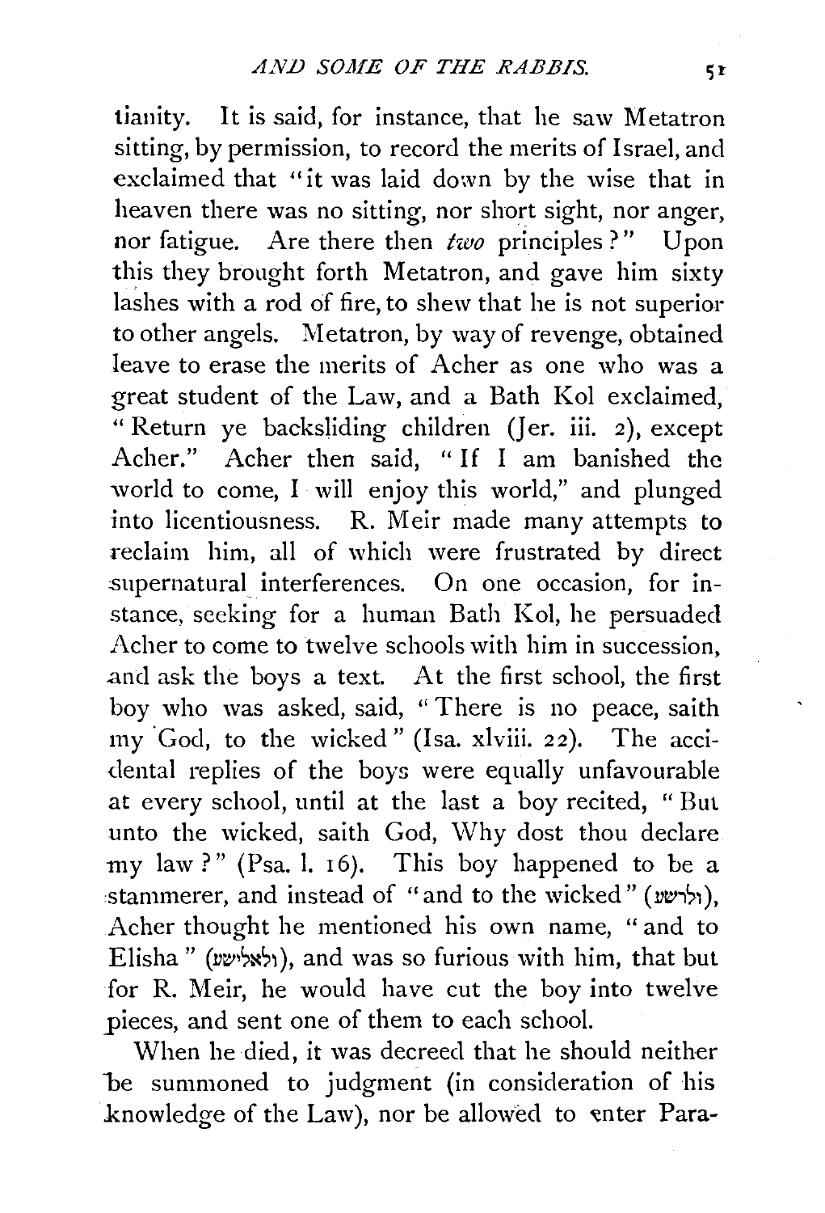tianity. It is said, for instance, that he saw Metatron sitting, by permission, to record the merits of Israel, and exclaimed that "it was laid down by the wise that in heaven there was no sitting, nor short sight, nor anger, nor fatigue. Are there then *two* principles?" Upon this they brought forth Metatron, and gave him sixty lashes with a rod of fire, to shew that he is not superior to other angels. Metatron, by way of revenge, obtained leave to erase the merits of Acher as one who was a great student of the Law, and a Bath Kol exclaimed, "Return ye backsliding children (Jer. iii. 2), except Acher." Acher then said, "If I am banished the world to come, I will enjoy this world," and plunged into licentiousness. R. Meir made many attempts to reclaim him, all of which were frustrated by direct supernatural interferences. On one occasion, for instance, seeking for a human Bath Kol, he persuaded Acher to come to twelve schools with him in succession, and ask the boys a text. At the first school, the first boy who was asked, said, "There is no peace, saith my God, to the wicked" (Isa. xlviii. 22). The accidental replies of the boys were equally unfavourable at every school, until at the last a boy recited, "But unto the wicked, saith God, Why dost thou declare my law?" (Psa. l. 16). This boy happened to be a stammerer, and instead of "and to the wicked" (ולרשע), Acher thought he mentioned his own name, "and to Elisha" (ולאלישע), and was so furious with him, that but for R. Meir, he would have cut the boy into twelve pieces, and sent one of them to each school.

When he died, it was decreed that he should neither be summoned to judgment (in consideration of his knowledge of the Law), nor be allowed to enter Para-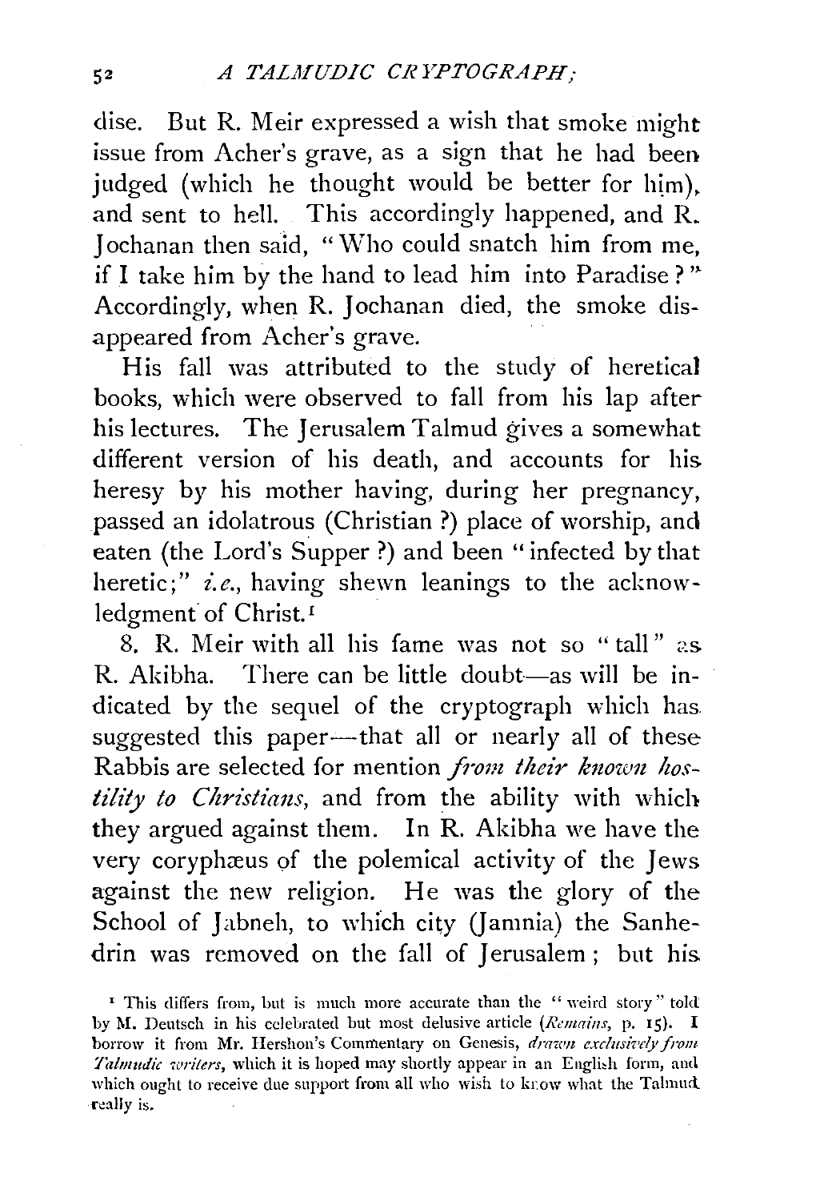dise. But R. Meir expressed a wish that smoke might issue from Acher's grave, as a sign that he had been judged (which he thought would be better for him), and sent to hell. This accordingly happened, and R. Jochanan then said, "Who could snatch him from me, if I take him by the hand to lead him into Paradise?" Accordingly, when R. Jochanan died, the smoke disappeared from Acher's grave.

His fall was attributed to the study of heretical books, which were observed to fall from his lap after his lectures. The Jerusalem Talmud gives a somewhat different version of his death, and accounts for his heresy by his mother having, during her pregnancy, passed an idolatrous (Christian?) place of worship, and eaten (the Lord's Supper?) and been "infected by that heretic;" *i.e.*, having shewn leanings to the acknowledgment of Christ.[1]

8. R. Meir with all his fame was not so "tall" as R. Akibha. There can be little doubt—as will be indicated by the sequel of the cryptograph which has suggested this paper—that all or nearly all of these Rabbis are selected for mention *from their known hostility to Christians*, and from the ability with which they argued against them. In R. Akibha we have the very coryphæus of the polemical activity of the Jews against the new religion. He was the glory of the School of Jabneh, to which city (Jamnia) the Sanhedrin was removed on the fall of Jerusalem; but his

[1] This differs from, but is much more accurate than the "weird story" told by M. Deutsch in his celebrated but most delusive article (*Remains*, p. 15). I borrow it from Mr. Hershon's Commentary on Genesis, *drawn exclusively from Talmudic writers*, which it is hoped may shortly appear in an English form, and which ought to receive due support from all who wish to know what the Talmud really is.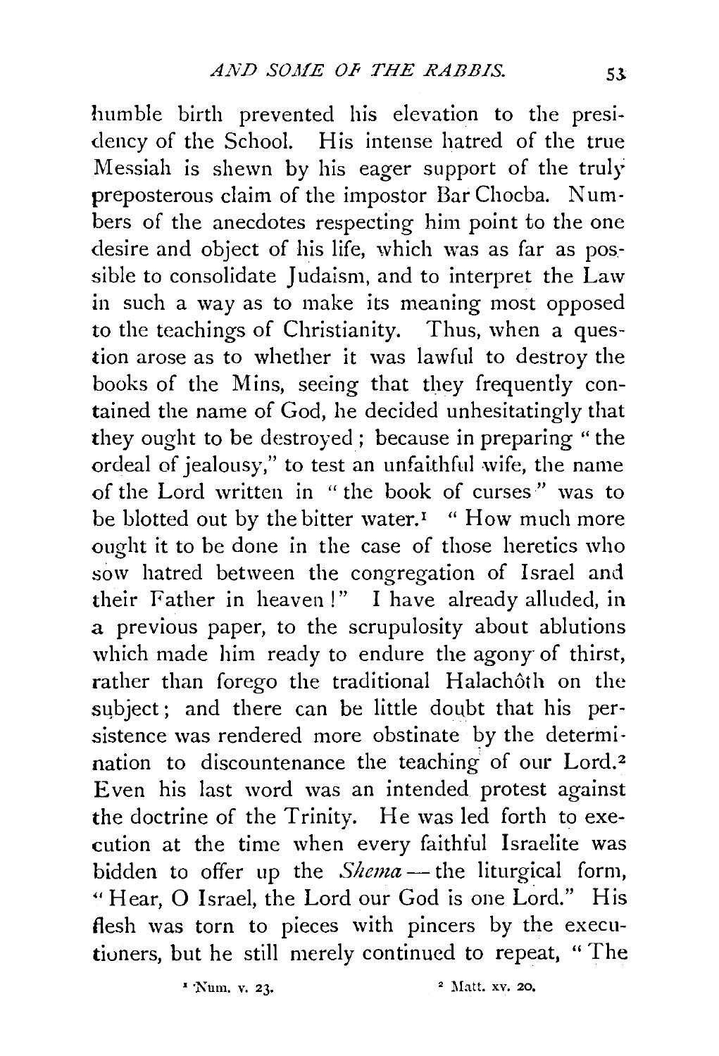humble birth prevented his elevation to the presidency of the School. His intense hatred of the true Messiah is shewn by his eager support of the truly preposterous claim of the impostor Bar Chocba. Numbers of the anecdotes respecting him point to the one desire and object of his life, which was as far as possible to consolidate Judaism, and to interpret the Law in such a way as to make its meaning most opposed to the teachings of Christianity. Thus, when a question arose as to whether it was lawful to destroy the books of the Mins, seeing that they frequently contained the name of God, he decided unhesitatingly that they ought to be destroyed; because in preparing "the ordeal of jealousy," to test an unfaithful wife, the name of the Lord written in "the book of curses" was to be blotted out by the bitter water.[1] "How much more ought it to be done in the case of those heretics who sow hatred between the congregation of Israel and their Father in heaven!" I have already alluded, in a previous paper, to the scrupulosity about ablutions which made him ready to endure the agony of thirst, rather than forego the traditional Halachôth on the subject; and there can be little doubt that his persistence was rendered more obstinate by the determination to discountenance the teaching of our Lord.[2] Even his last word was an intended protest against the doctrine of the Trinity. He was led forth to execution at the time when every faithful Israelite was bidden to offer up the *Shema*—the liturgical form, "Hear, O Israel, the Lord our God is one Lord." His flesh was torn to pieces with pincers by the executioners, but he still merely continued to repeat, "The

[1] Num. v. 23. [2] Matt. xv. 20.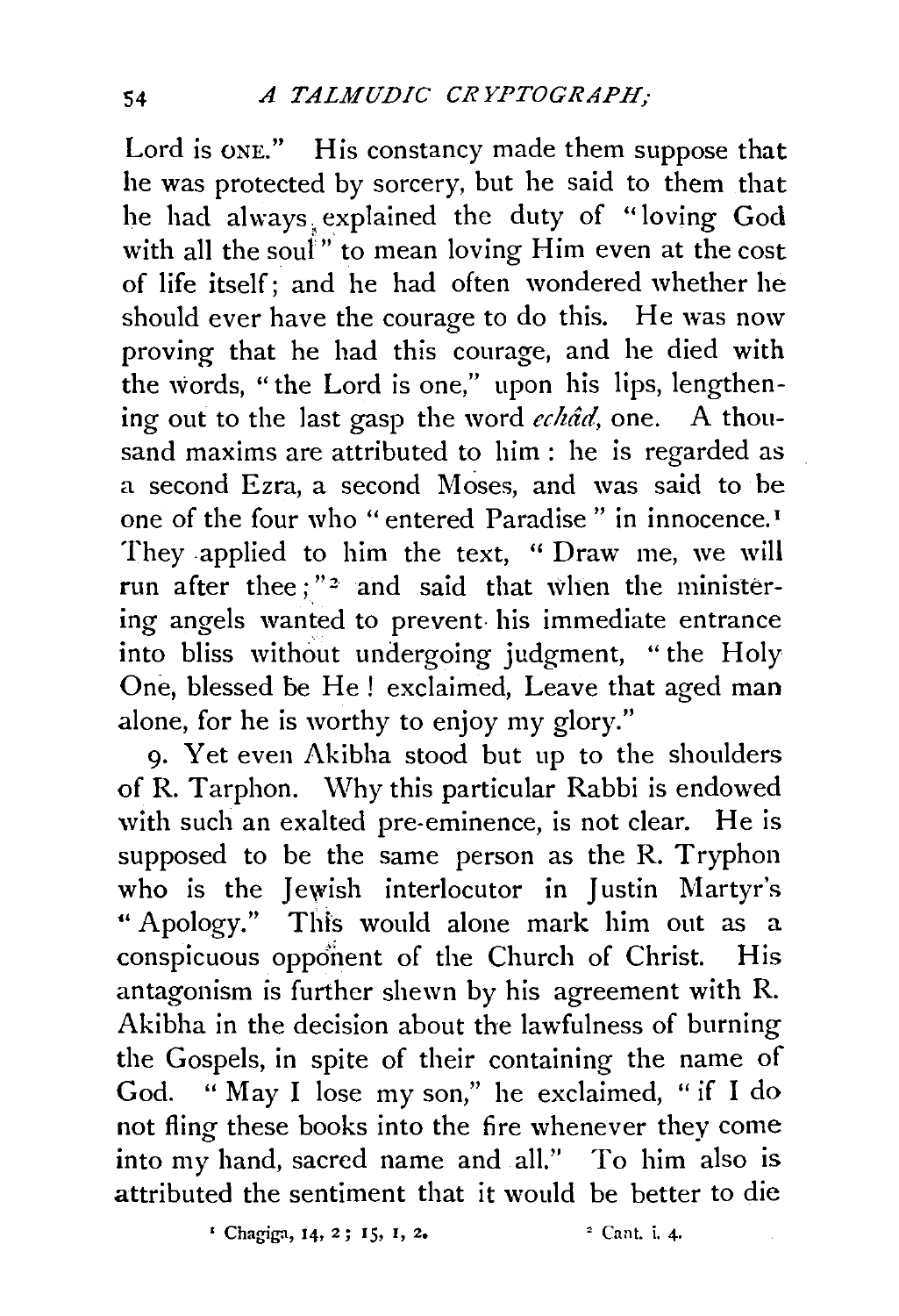Lord is ONE." His constancy made them suppose that he was protected by sorcery, but he said to them that he had always explained the duty of "loving God with all the soul" to mean loving Him even at the cost of life itself; and he had often wondered whether he should ever have the courage to do this. He was now proving that he had this courage, and he died with the words, "the Lord is one," upon his lips, lengthening out to the last gasp the word *echâd*, one. A thousand maxims are attributed to him: he is regarded as a second Ezra, a second Moses, and was said to be one of the four who "entered Paradise" in innocence.[1] They applied to him the text, "Draw me, we will run after thee;"[2] and said that when the ministering angels wanted to prevent his immediate entrance into bliss without undergoing judgment, "the Holy One, blessed be He! exclaimed, Leave that aged man alone, for he is worthy to enjoy my glory."

9. Yet even Akibha stood but up to the shoulders of R. Tarphon. Why this particular Rabbi is endowed with such an exalted pre-eminence, is not clear. He is supposed to be the same person as the R. Tryphon who is the Jewish interlocutor in Justin Martyr's "Apology." This would alone mark him out as a conspicuous opponent of the Church of Christ. His antagonism is further shewn by his agreement with R. Akibha in the decision about the lawfulness of burning the Gospels, in spite of their containing the name of God. "May I lose my son," he exclaimed, "if I do not fling these books into the fire whenever they come into my hand, sacred name and all." To him also is attributed the sentiment that it would be better to die

[1] Chagiga, 14, 2; 15, 1, 2.  [2] Cant. i. 4.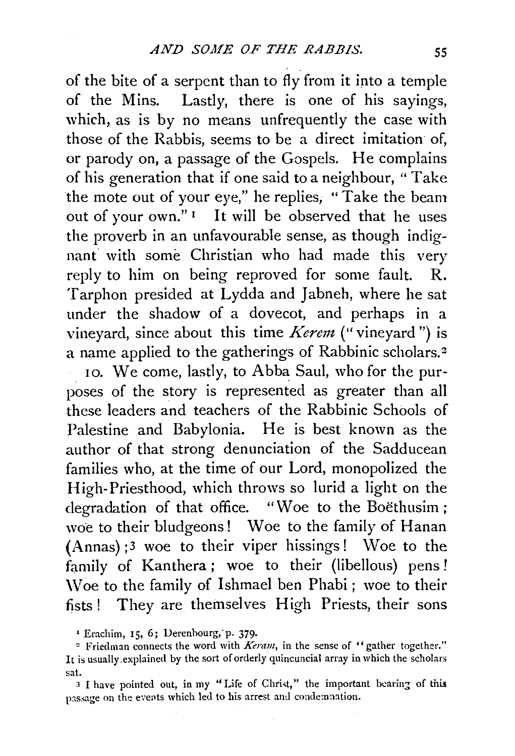of the bite of a serpent than to fly from it into a temple of the Mins. Lastly, there is one of his sayings, which, as is by no means unfrequently the case with those of the Rabbis, seems to be a direct imitation of, or parody on, a passage of the Gospels. He complains of his generation that if one said to a neighbour, "Take the mote out of your eye," he replies, "Take the beam out of your own."[1] It will be observed that he uses the proverb in an unfavourable sense, as though indignant with some Christian who had made this very reply to him on being reproved for some fault. R. Tarphon presided at Lydda and Jabneh, where he sat under the shadow of a dovecot, and perhaps in a vineyard, since about this time *Kerem* ("vineyard") is a name applied to the gatherings of Rabbinic scholars.[2]

10. We come, lastly, to Abba Saul, who for the purposes of the story is represented as greater than all these leaders and teachers of the Rabbinic Schools of Palestine and Babylonia. He is best known as the author of that strong denunciation of the Sadducean families who, at the time of our Lord, monopolized the High-Priesthood, which throws so lurid a light on the degradation of that office. "Woe to the Boëthusim; woe to their bludgeons! Woe to the family of Hanan (Annas);[3] woe to their viper hissings! Woe to the family of Kanthera; woe to their (libellous) pens! Woe to the family of Ishmael ben Phabi; woe to their fists! They are themselves High Priests, their sons

---

[1] Erachim, 15, 6; Derenbourg, p. 379.

[2] Friedman connects the word with *Keram*, in the sense of "gather together." It is usually explained by the sort of orderly quincuncial array in which the scholars sat.

[3] I have pointed out, in my "Life of Christ," the important bearing of this passage on the events which led to his arrest and condemnation.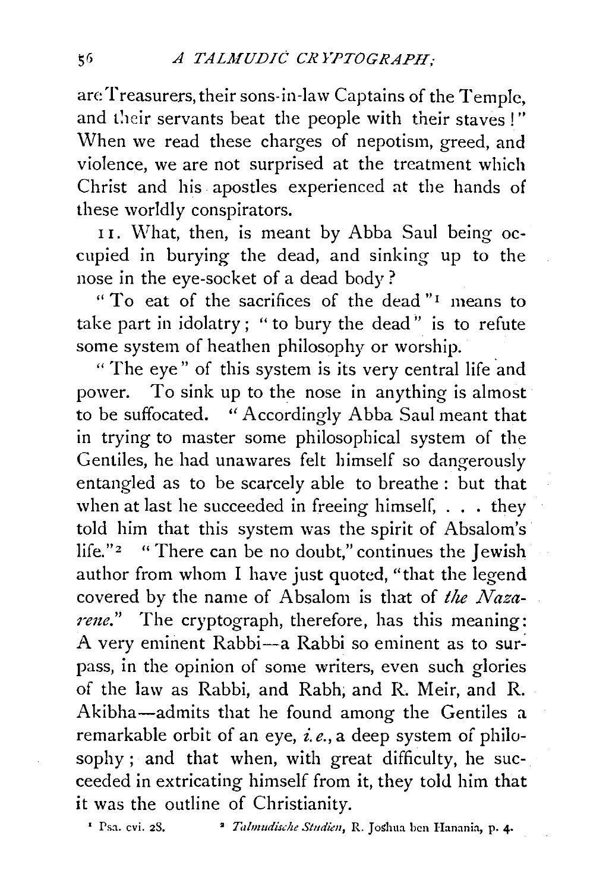are Treasurers, their sons-in-law Captains of the Temple, and their servants beat the people with their staves!" When we read these charges of nepotism, greed, and violence, we are not surprised at the treatment which Christ and his apostles experienced at the hands of these worldly conspirators.

11. What, then, is meant by Abba Saul being occupied in burying the dead, and sinking up to the nose in the eye-socket of a dead body?

"To eat of the sacrifices of the dead"[1] means to take part in idolatry; "to bury the dead" is to refute some system of heathen philosophy or worship.

"The eye" of this system is its very central life and power. To sink up to the nose in anything is almost to be suffocated. "Accordingly Abba Saul meant that in trying to master some philosophical system of the Gentiles, he had unawares felt himself so dangerously entangled as to be scarcely able to breathe: but that when at last he succeeded in freeing himself, . . . they told him that this system was the spirit of Absalom's life."[2] "There can be no doubt," continues the Jewish author from whom I have just quoted, "that the legend covered by the name of Absalom is that of *the Nazarene*." The cryptograph, therefore, has this meaning: A very eminent Rabbi—a Rabbi so eminent as to surpass, in the opinion of some writers, even such glories of the law as Rabbi, and Rabh, and R. Meir, and R. Akibha—admits that he found among the Gentiles a remarkable orbit of an eye, *i.e.*, a deep system of philosophy; and that when, with great difficulty, he succeeded in extricating himself from it, they told him that it was the outline of Christianity.

[1] Psa. cvi. 28. [2] *Talmudische Studien*, R. Joshua ben Hanania, p. 4.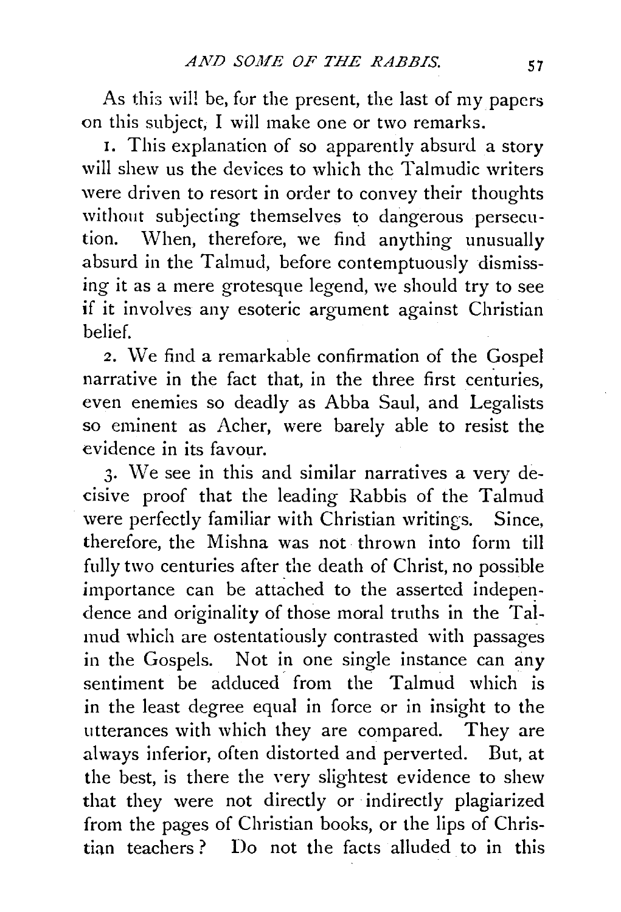As this will be, for the present, the last of my papers on this subject, I will make one or two remarks.

1. This explanation of so apparently absurd a story will shew us the devices to which the Talmudic writers were driven to resort in order to convey their thoughts without subjecting themselves to dangerous persecution. When, therefore, we find anything unusually absurd in the Talmud, before contemptuously dismissing it as a mere grotesque legend, we should try to see if it involves any esoteric argument against Christian belief.

2. We find a remarkable confirmation of the Gospel narrative in the fact that, in the three first centuries, even enemies so deadly as Abba Saul, and Legalists so eminent as Acher, were barely able to resist the evidence in its favour.

3. We see in this and similar narratives a very decisive proof that the leading Rabbis of the Talmud were perfectly familiar with Christian writings. Since, therefore, the Mishna was not thrown into form till fully two centuries after the death of Christ, no possible importance can be attached to the asserted independence and originality of those moral truths in the Talmud which are ostentatiously contrasted with passages in the Gospels. Not in one single instance can any sentiment be adduced from the Talmud which is in the least degree equal in force or in insight to the utterances with which they are compared. They are always inferior, often distorted and perverted. But, at the best, is there the very slightest evidence to shew that they were not directly or indirectly plagiarized from the pages of Christian books, or the lips of Christian teachers? Do not the facts alluded to in this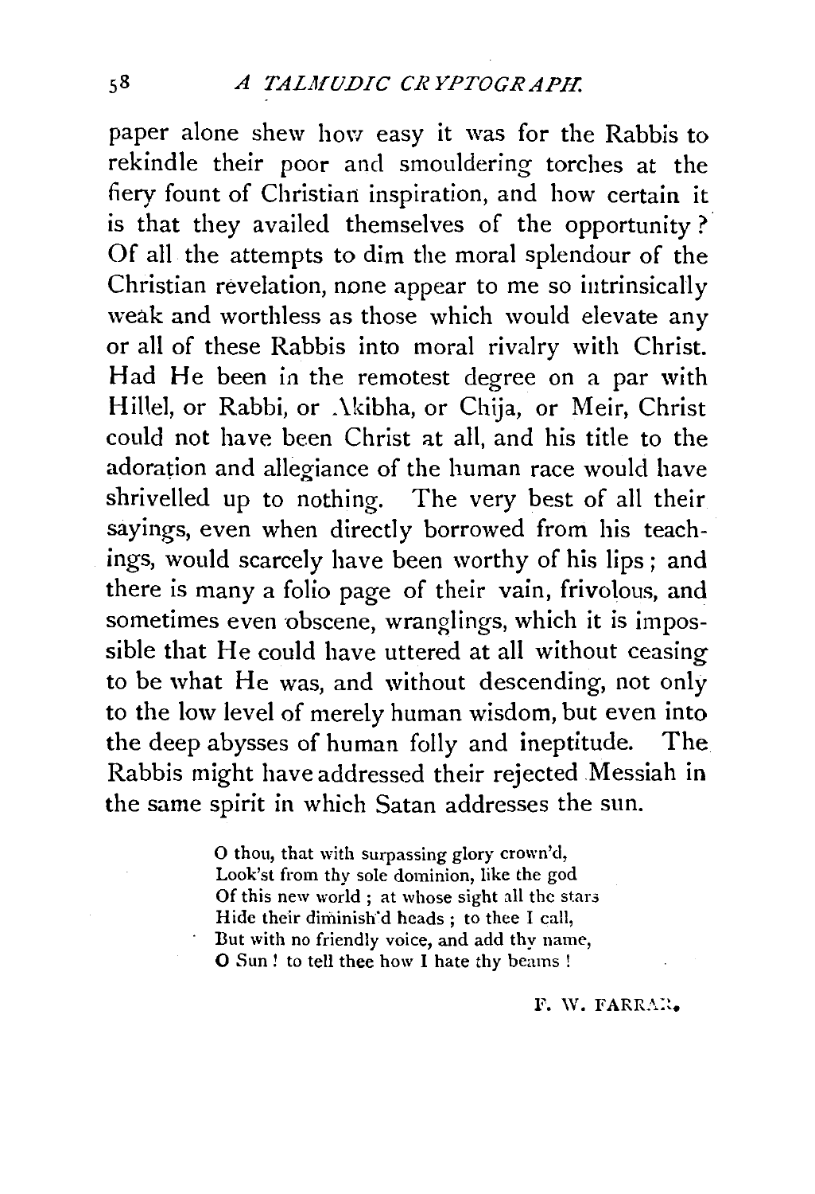paper alone shew how easy it was for the Rabbis to rekindle their poor and smouldering torches at the fiery fount of Christian inspiration, and how certain it is that they availed themselves of the opportunity? Of all the attempts to dim the moral splendour of the Christian revelation, none appear to me so intrinsically weak and worthless as those which would elevate any or all of these Rabbis into moral rivalry with Christ. Had He been in the remotest degree on a par with Hillel, or Rabbi, or Akibha, or Chija, or Meir, Christ could not have been Christ at all, and his title to the adoration and allegiance of the human race would have shrivelled up to nothing. The very best of all their sayings, even when directly borrowed from his teachings, would scarcely have been worthy of his lips; and there is many a folio page of their vain, frivolous, and sometimes even obscene, wranglings, which it is impossible that He could have uttered at all without ceasing to be what He was, and without descending, not only to the low level of merely human wisdom, but even into the deep abysses of human folly and ineptitude. The Rabbis might have addressed their rejected Messiah in the same spirit in which Satan addresses the sun.

> O thou, that with surpassing glory crown'd,
> Look'st from thy sole dominion, like the god
> Of this new world; at whose sight all the stars
> Hide their diminish'd heads; to thee I call,
> But with no friendly voice, and add thy name,
> O Sun! to tell thee how I hate thy beams!

F. W. FARRAR.